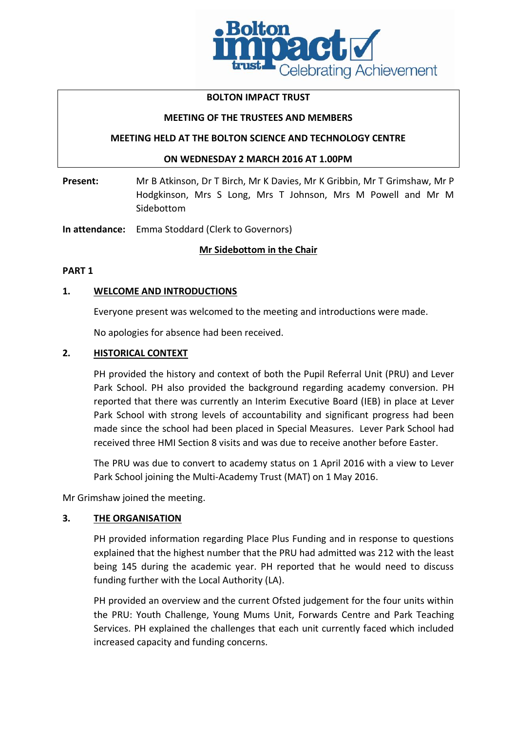**BOLTON IMPACT TRUST**

**MEETING OF THE TRUSTEES AND MEMBERS**

**MEETING HELD AT THE BOLTON SCIENCE AND TECHNOLOGY CENTRE**

**ON WEDNESDAY 2 MARCH 2016 AT 1.00PM**

**Present:** Mr B Atkinson, Dr T Birch, Mr K Davies, Mr K Gribbin, Mr T Grimshaw, Mr P Hodgkinson, Mrs S Long, Mrs T Johnson, Mrs M Powell and Mr M Sidebottom

**In attendance:** Emma Stoddard (Clerk to Governors)

**Mr Sidebottom in the Chair**

**PART 1**

## 1. WELCOME AND INTRODUCTIONS

Everyone present was welcomed to the meeting and introductions were made.

No apologies for absence had been received.

## 2. HISTORICAL CONTEXT

PH provided the history and context of both the Pupil Referral Unit (PRU) and Lever Park School. PH also provided the background regarding academy conversion. PH reported that there was currently an Interim Executive Board (IEB) in place at Lever Park School with strong levels of accountability and significant progress had been made since the school had been placed in Special Measures. Lever Park School had received three HMI Section 8 visits and was due to receive another before Easter.

The PRU was due to convert to academy status on 1 April 2016 with a view to Lever Park School joining the Multi-Academy Trust (MAT) on 1 May 2016.

Mr Grimshaw joined the meeting.

## 3. THE ORGANISATION

PH provided information regarding Place Plus Funding and in response to questions explained that the highest number that the PRU had admitted was 212 with the least being 145 during the academic year. PH reported that he would need to discuss funding further with the Local Authority (LA).

PH provided an overview and the current Ofsted judgement for the four units within the PRU: Youth Challenge, Young Mums Unit, Forwards Centre and Park Teaching Services. PH explained the challenges that each unit currently faced which included increased capacity and funding concerns.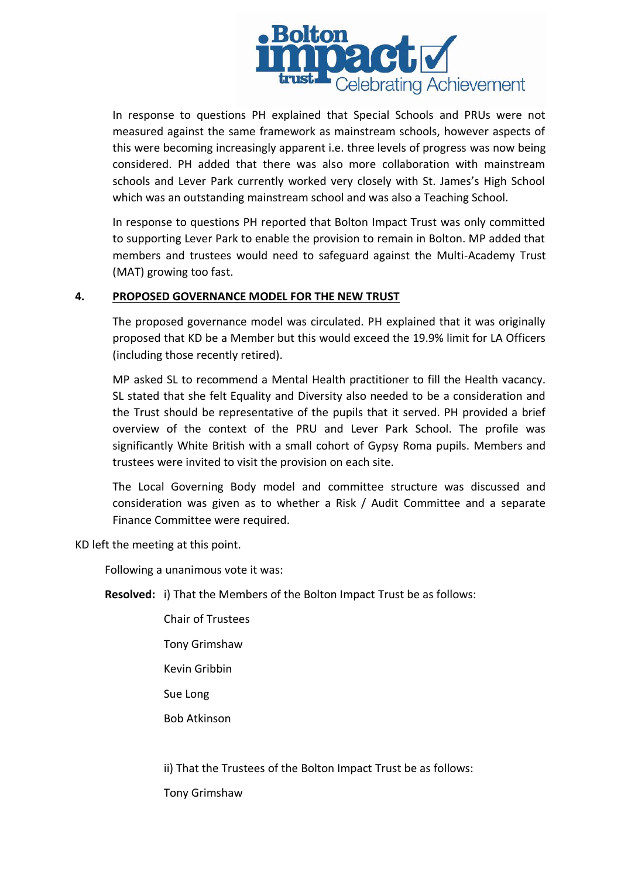In response to questions PH explained that Special Schools and PRUs were not measured against the same framework as mainstream schools, however aspects of this were becoming increasingly apparent i.e. three levels of progress was now being considered. PH added that there was also more collaboration with mainstream schools and Lever Park currently worked very closely with St. James's High School which was an outstanding mainstream school and was also a Teaching School.

In response to questions PH reported that Bolton Impact Trust was only committed to supporting Lever Park to enable the provision to remain in Bolton. MP added that members and trustees would need to safeguard against the Multi-Academy Trust (MAT) growing too fast.

## 4. PROPOSED GOVERNANCE MODEL FOR THE NEW TRUST

The proposed governance model was circulated. PH explained that it was originally proposed that KD be a Member but this would exceed the 19.9% limit for LA Officers (including those recently retired).

MP asked SL to recommend a Mental Health practitioner to fill the Health vacancy. SL stated that she felt Equality and Diversity also needed to be a consideration and the Trust should be representative of the pupils that it served. PH provided a brief overview of the context of the PRU and Lever Park School. The profile was significantly White British with a small cohort of Gypsy Roma pupils. Members and trustees were invited to visit the provision on each site.

The Local Governing Body model and committee structure was discussed and consideration was given as to whether a Risk / Audit Committee and a separate Finance Committee were required.

KD left the meeting at this point.

Following a unanimous vote it was:

**Resolved:** i) That the Members of the Bolton Impact Trust be as follows:

Chair of Trustees

Tony Grimshaw

Kevin Gribbin

Sue Long

Bob Atkinson

ii) That the Trustees of the Bolton Impact Trust be as follows:

Tony Grimshaw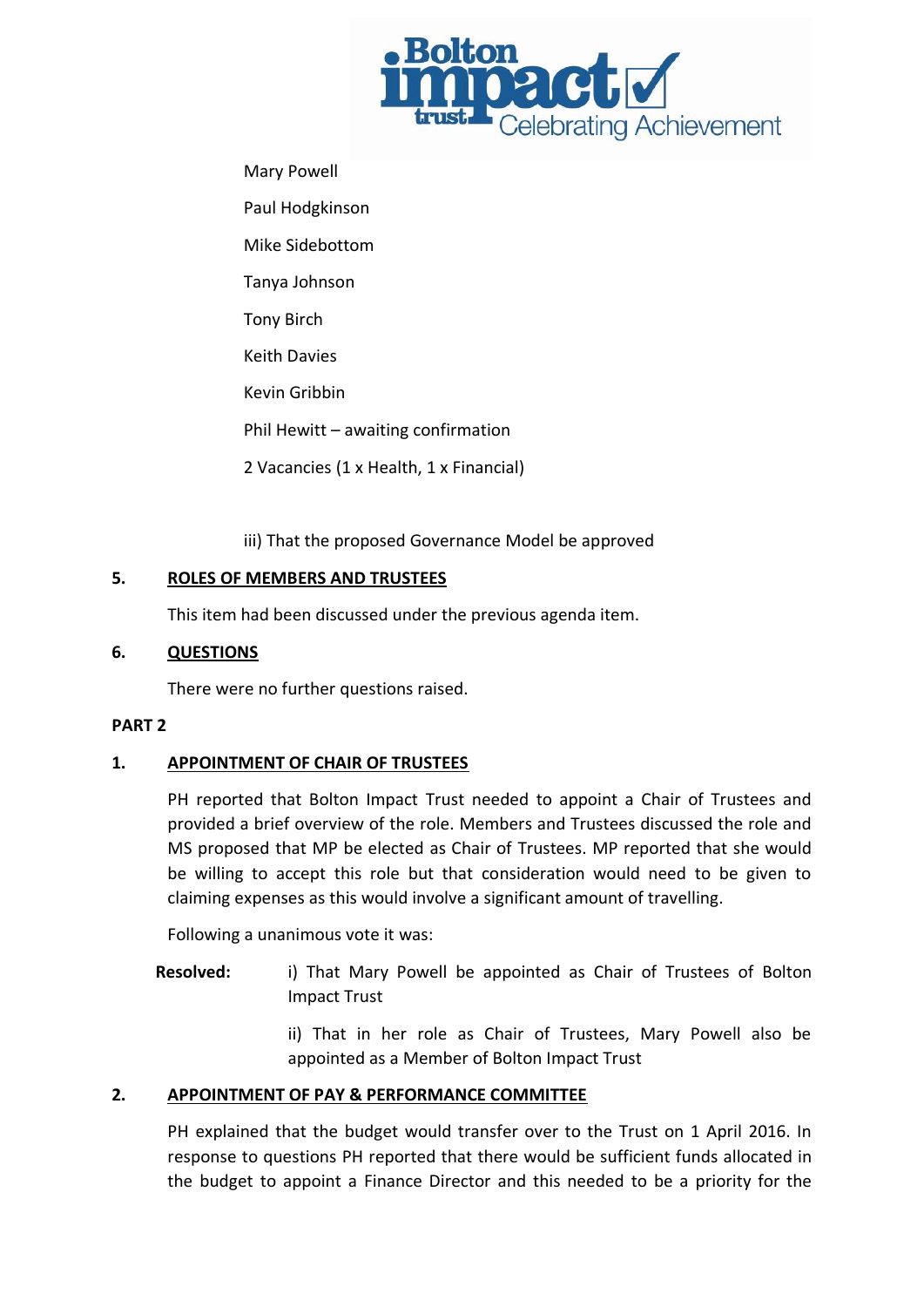Mary Powell

Paul Hodgkinson

Mike Sidebottom

Tanya Johnson

Tony Birch

Keith Davies

Kevin Gribbin

Phil Hewitt – awaiting confirmation

2 Vacancies (1 x Health, 1 x Financial)

iii) That the proposed Governance Model be approved

**5. ROLES OF MEMBERS AND TRUSTEES**

This item had been discussed under the previous agenda item.

**6. QUESTIONS**

There were no further questions raised.

**PART 2**

**1. APPOINTMENT OF CHAIR OF TRUSTEES**

PH reported that Bolton Impact Trust needed to appoint a Chair of Trustees and provided a brief overview of the role. Members and Trustees discussed the role and MS proposed that MP be elected as Chair of Trustees. MP reported that she would be willing to accept this role but that consideration would need to be given to claiming expenses as this would involve a significant amount of travelling.

Following a unanimous vote it was:

**Resolved:** i) That Mary Powell be appointed as Chair of Trustees of Bolton Impact Trust

ii) That in her role as Chair of Trustees, Mary Powell also be appointed as a Member of Bolton Impact Trust

**2. APPOINTMENT OF PAY & PERFORMANCE COMMITTEE**

PH explained that the budget would transfer over to the Trust on 1 April 2016. In response to questions PH reported that there would be sufficient funds allocated in the budget to appoint a Finance Director and this needed to be a priority for the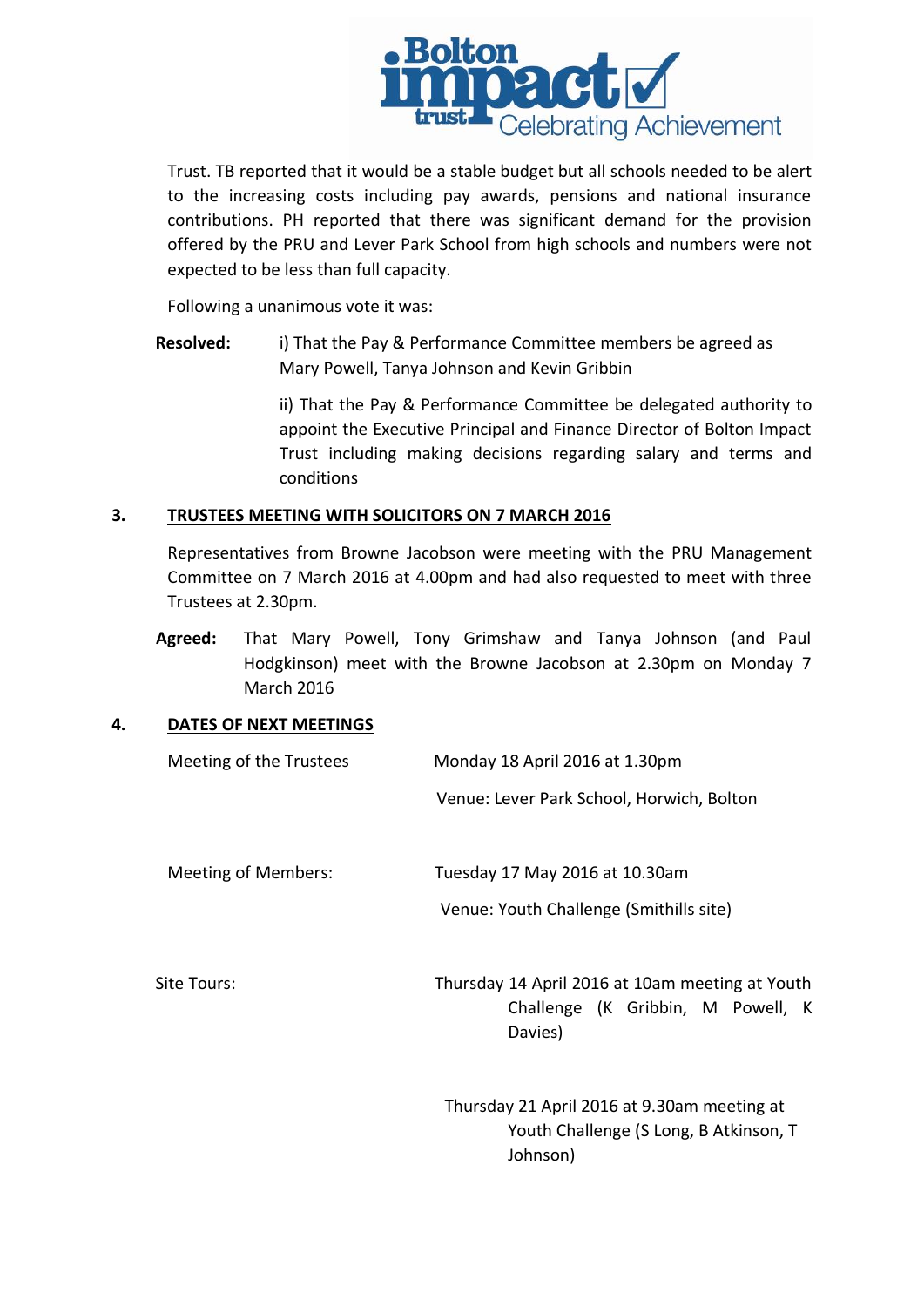Trust. TB reported that it would be a stable budget but all schools needed to be alert to the increasing costs including pay awards, pensions and national insurance contributions. PH reported that there was significant demand for the provision offered by the PRU and Lever Park School from high schools and numbers were not expected to be less than full capacity.

Following a unanimous vote it was:

**Resolved:** i) That the Pay & Performance Committee members be agreed as Mary Powell, Tanya Johnson and Kevin Gribbin

ii) That the Pay & Performance Committee be delegated authority to appoint the Executive Principal and Finance Director of Bolton Impact Trust including making decisions regarding salary and terms and conditions

## 3. TRUSTEES MEETING WITH SOLICITORS ON 7 MARCH 2016

Representatives from Browne Jacobson were meeting with the PRU Management Committee on 7 March 2016 at 4.00pm and had also requested to meet with three Trustees at 2.30pm.

**Agreed:** That Mary Powell, Tony Grimshaw and Tanya Johnson (and Paul Hodgkinson) meet with the Browne Jacobson at 2.30pm on Monday 7 March 2016

## 4. DATES OF NEXT MEETINGS

Meeting of the Trustees: Monday 18 April 2016 at 1.30pm
Venue: Lever Park School, Horwich, Bolton

Meeting of Members: Tuesday 17 May 2016 at 10.30am
Venue: Youth Challenge (Smithills site)

Site Tours: Thursday 14 April 2016 at 10am meeting at Youth Challenge (K Gribbin, M Powell, K Davies)

Thursday 21 April 2016 at 9.30am meeting at Youth Challenge (S Long, B Atkinson, T Johnson)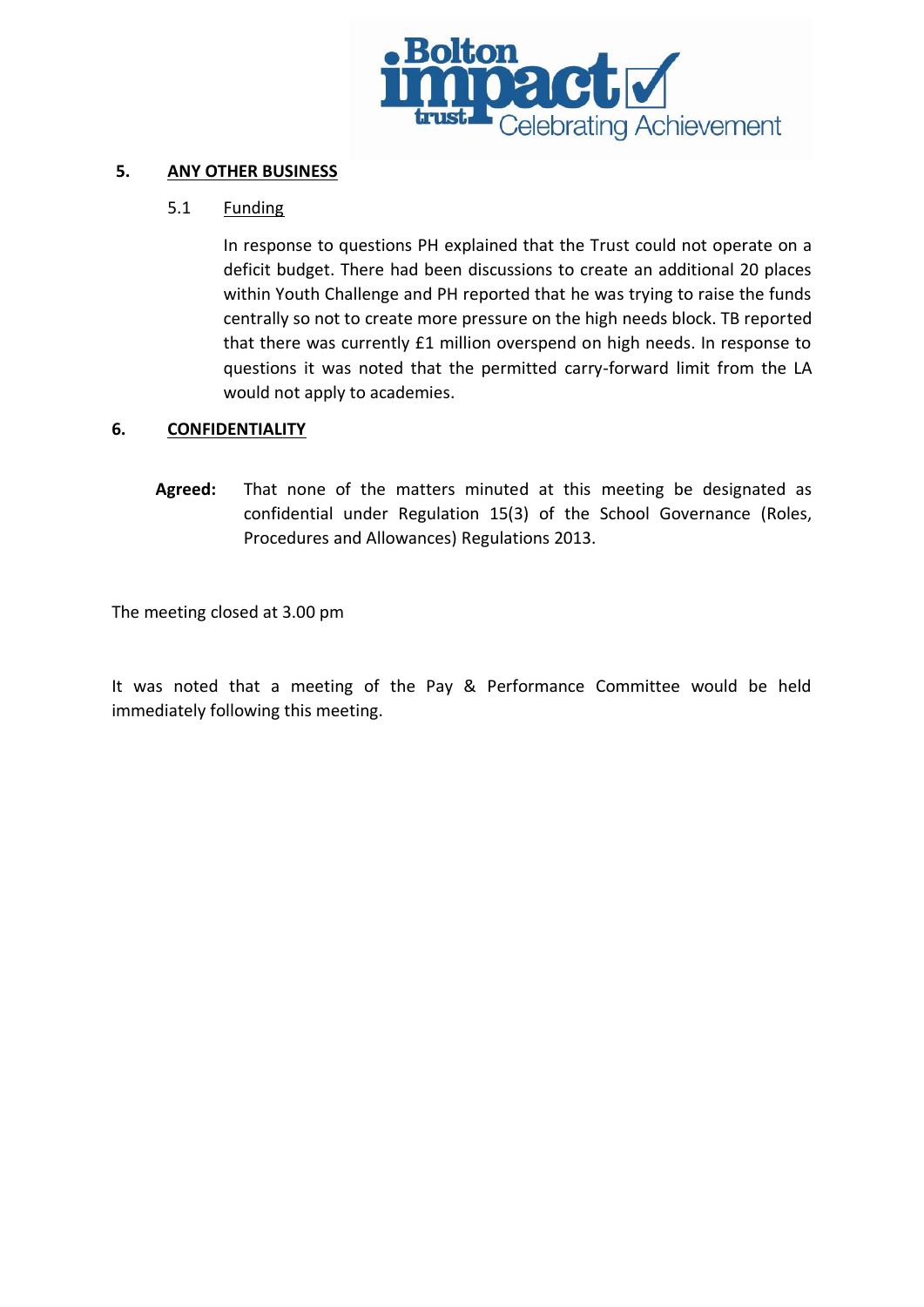## 5. ANY OTHER BUSINESS

### 5.1 Funding

In response to questions PH explained that the Trust could not operate on a deficit budget. There had been discussions to create an additional 20 places within Youth Challenge and PH reported that he was trying to raise the funds centrally so not to create more pressure on the high needs block. TB reported that there was currently £1 million overspend on high needs. In response to questions it was noted that the permitted carry-forward limit from the LA would not apply to academies.

## 6. CONFIDENTIALITY

**Agreed:** That none of the matters minuted at this meeting be designated as confidential under Regulation 15(3) of the School Governance (Roles, Procedures and Allowances) Regulations 2013.

The meeting closed at 3.00 pm

It was noted that a meeting of the Pay & Performance Committee would be held immediately following this meeting.